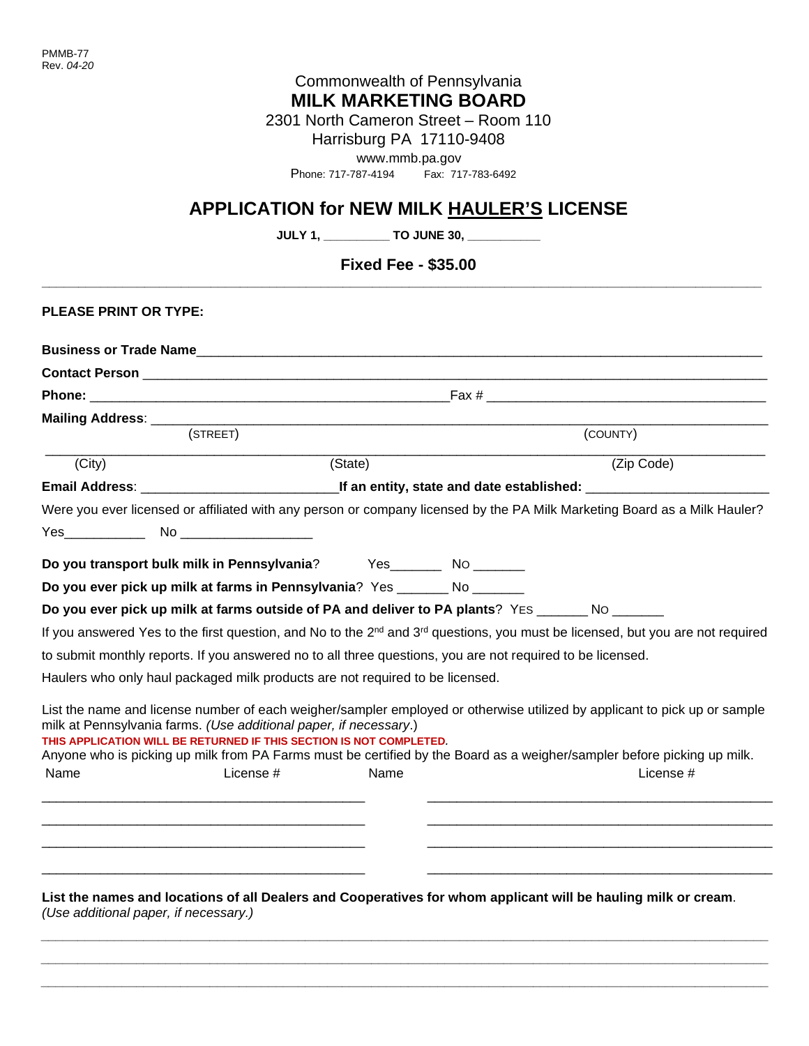PMMB-77
Rev. *04-20*

Commonwealth of Pennsylvania
**MILK MARKETING BOARD**
2301 North Cameron Street – Room 110
Harrisburg PA 17110-9408
www.mmb.pa.gov
Phone: 717-787-4194 Fax: 717-783-6492

# APPLICATION for NEW MILK HAULER'S LICENSE

**JULY 1, __________ TO JUNE 30, __________**

**Fixed Fee - $35.00**

---

**PLEASE PRINT OR TYPE:**

**Business or Trade Name**______________________________________________________________

**Contact Person** ______________________________________________________________

**Phone:** ______________________________________ Fax # ______________________________

**Mailing Address**: ______________________________________________________________
(STREET) (COUNTY)

______________________________________________________________
(City) (State) (Zip Code)

**Email Address**: __________________________ **If an entity, state and date established:** ______________________

Were you ever licensed or affiliated with any person or company licensed by the PA Milk Marketing Board as a Milk Hauler?

Yes___________ No _________________

**Do you transport bulk milk in Pennsylvania**? Yes_______ No _______

**Do you ever pick up milk at farms in Pennsylvania**? Yes _______ No _______

**Do you ever pick up milk at farms outside of PA and deliver to PA plants**? Yes _______ No _______

If you answered Yes to the first question, and No to the 2nd and 3rd questions, you must be licensed, but you are not required to submit monthly reports. If you answered no to all three questions, you are not required to be licensed.

Haulers who only haul packaged milk products are not required to be licensed.

List the name and license number of each weigher/sampler employed or otherwise utilized by applicant to pick up or sample milk at Pennsylvania farms. *(Use additional paper, if necessary.)*

**THIS APPLICATION WILL BE RETURNED IF THIS SECTION IS NOT COMPLETED.**

Anyone who is picking up milk from PA Farms must be certified by the Board as a weigher/sampler before picking up milk.

| Name | License # | Name | License # |
|---|---|---|---|
| | | | |
| | | | |
| | | | |
| | | | |

**List the names and locations of all Dealers and Cooperatives for whom applicant will be hauling milk or cream**.
*(Use additional paper, if necessary.)*

______________________________________________________________

______________________________________________________________

______________________________________________________________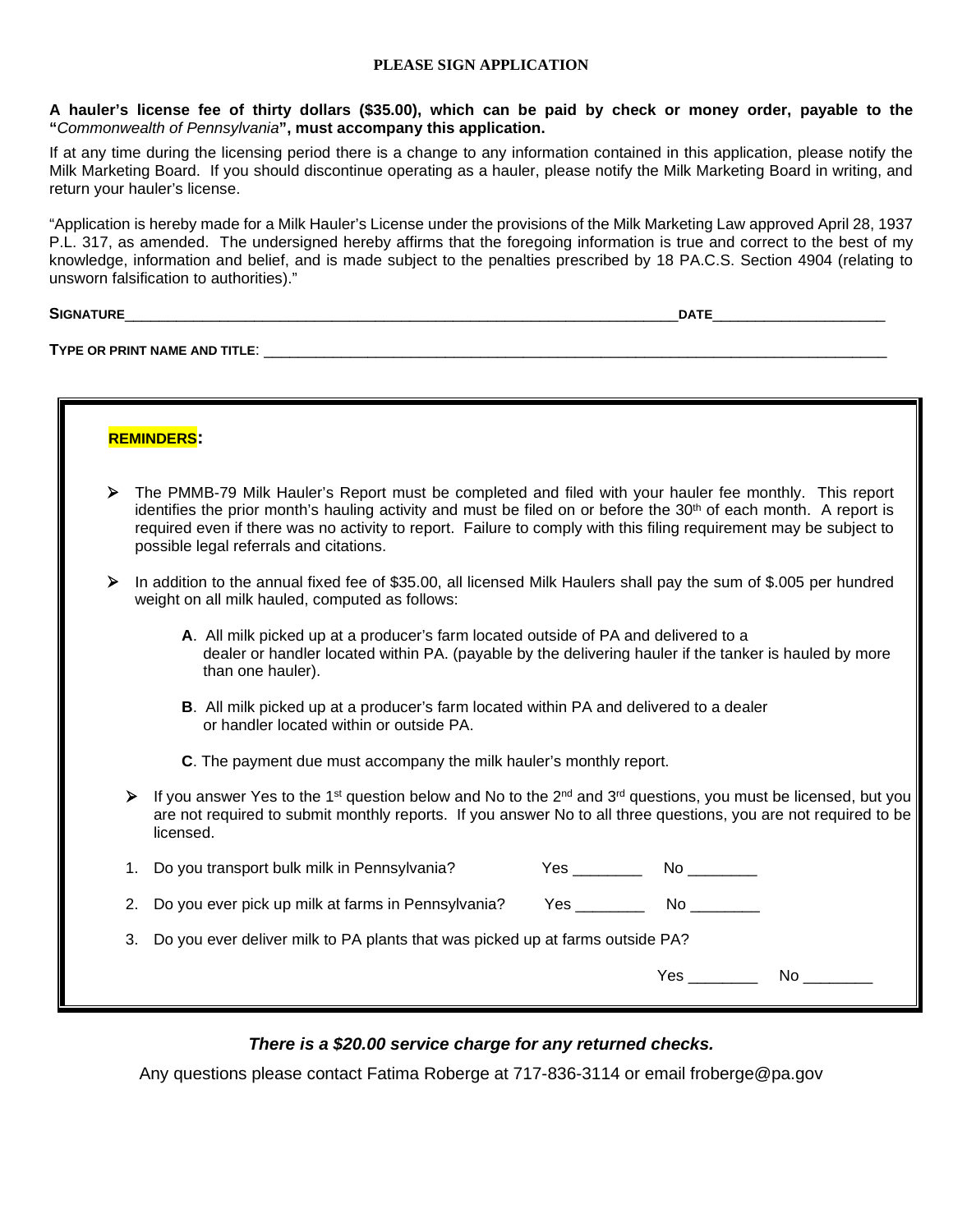**PLEASE SIGN APPLICATION**

**A hauler's license fee of thirty dollars ($35.00), which can be paid by check or money order, payable to the "*Commonwealth of Pennsylvania*", must accompany this application.**

If at any time during the licensing period there is a change to any information contained in this application, please notify the Milk Marketing Board. If you should discontinue operating as a hauler, please notify the Milk Marketing Board in writing, and return your hauler's license.

"Application is hereby made for a Milk Hauler's License under the provisions of the Milk Marketing Law approved April 28, 1937 P.L. 317, as amended. The undersigned hereby affirms that the foregoing information is true and correct to the best of my knowledge, information and belief, and is made subject to the penalties prescribed by 18 PA.C.S. Section 4904 (relating to unsworn falsification to authorities)."

**SIGNATURE**_________________________________________________________________________**DATE**______________________

**TYPE OR PRINT NAME AND TITLE**: ___________________________________________________________________________________

**REMINDERS:**

- The PMMB-79 Milk Hauler's Report must be completed and filed with your hauler fee monthly. This report identifies the prior month's hauling activity and must be filed on or before the 30th of each month. A report is required even if there was no activity to report. Failure to comply with this filing requirement may be subject to possible legal referrals and citations.
- In addition to the annual fixed fee of $35.00, all licensed Milk Haulers shall pay the sum of $.005 per hundred weight on all milk hauled, computed as follows:

    **A**. All milk picked up at a producer's farm located outside of PA and delivered to a dealer or handler located within PA. (payable by the delivering hauler if the tanker is hauled by more than one hauler).

    **B**. All milk picked up at a producer's farm located within PA and delivered to a dealer or handler located within or outside PA.

    **C**. The payment due must accompany the milk hauler's monthly report.

- If you answer Yes to the 1st question below and No to the 2nd and 3rd questions, you must be licensed, but you are not required to submit monthly reports. If you answer No to all three questions, you are not required to be licensed.

1. Do you transport bulk milk in Pennsylvania? Yes ________ No ________
2. Do you ever pick up milk at farms in Pennsylvania? Yes ________ No ________
3. Do you ever deliver milk to PA plants that was picked up at farms outside PA?

    Yes ________ No ________

***There is a $20.00 service charge for any returned checks.***

Any questions please contact Fatima Roberge at 717-836-3114 or email froberge@pa.gov